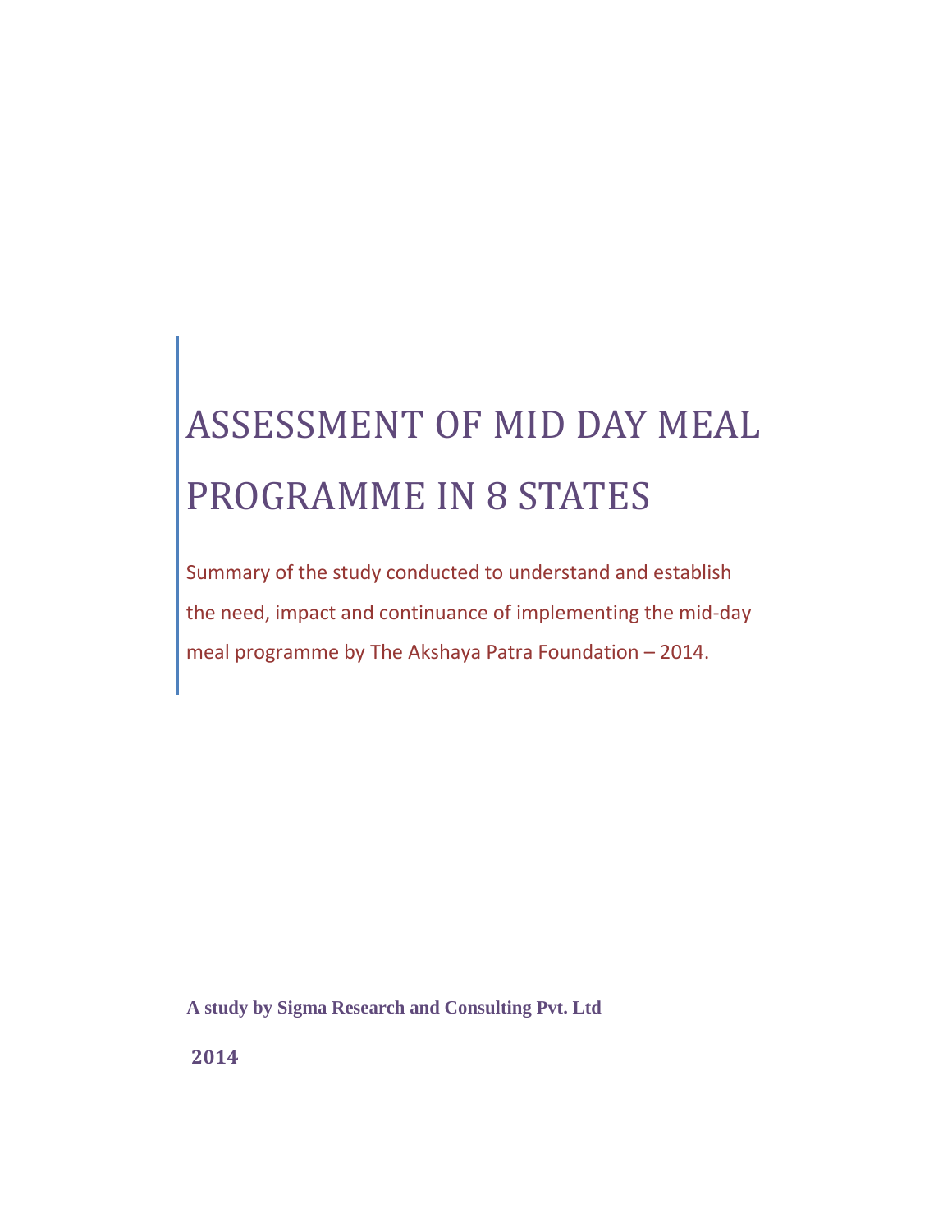# ASSESSMENT OF MID DAY MEAL PROGRAMME IN 8 STATES

Summary of the study conducted to understand and establish the need, impact and continuance of implementing the mid-day meal programme by The Akshaya Patra Foundation – 2014.

**A study by Sigma Research and Consulting Pvt. Ltd**

**2014**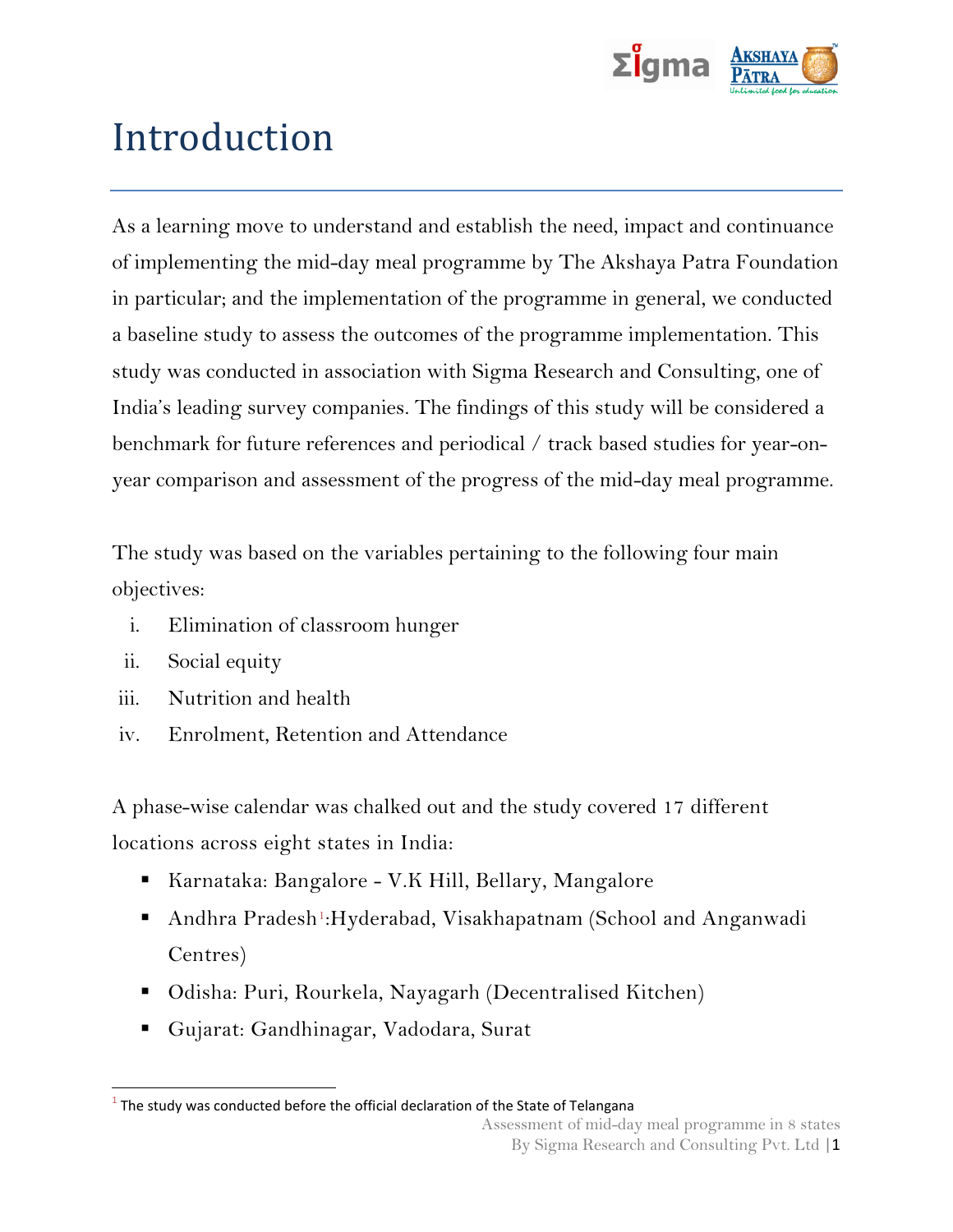# Introduction

As a learning move to understand and establish the need, impact and continuance of implementing the mid-day meal programme by The Akshaya Patra Foundation in particular; and the implementation of the programme in general, we conducted a baseline study to assess the outcomes of the programme implementation. This study was conducted in association with Sigma Research and Consulting, one of India's leading survey companies. The findings of this study will be considered a benchmark for future references and periodical / track based studies for year-on-year comparison and assessment of the progress of the mid-day meal programme.

The study was based on the variables pertaining to the following four main objectives:

i. Elimination of classroom hunger
ii. Social equity
iii. Nutrition and health
iv. Enrolment, Retention and Attendance

A phase-wise calendar was chalked out and the study covered 17 different locations across eight states in India:

- Karnataka: Bangalore - V.K Hill, Bellary, Mangalore
- Andhra Pradesh[1]:Hyderabad, Visakhapatnam (School and Anganwadi Centres)
- Odisha: Puri, Rourkela, Nayagarh (Decentralised Kitchen)
- Gujarat: Gandhinagar, Vadodara, Surat

[1] The study was conducted before the official declaration of the State of Telangana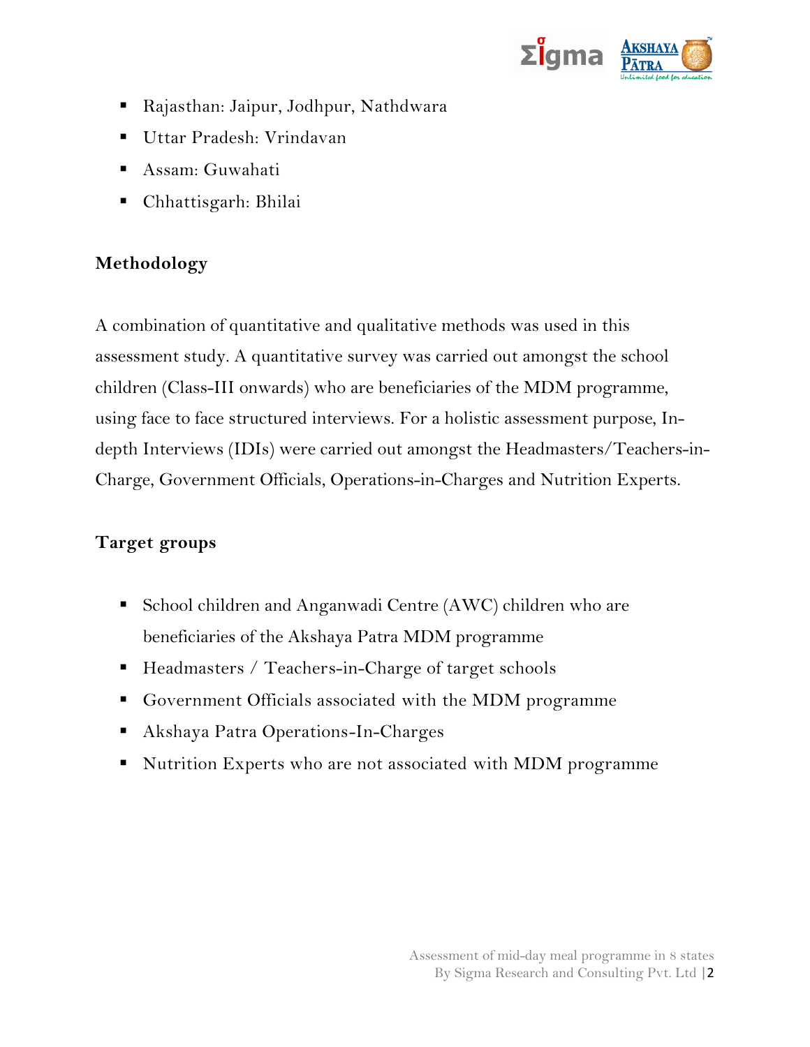- Rajasthan: Jaipur, Jodhpur, Nathdwara
- Uttar Pradesh: Vrindavan
- Assam: Guwahati
- Chhattisgarh: Bhilai

**Methodology**

A combination of quantitative and qualitative methods was used in this assessment study. A quantitative survey was carried out amongst the school children (Class-III onwards) who are beneficiaries of the MDM programme, using face to face structured interviews. For a holistic assessment purpose, In-depth Interviews (IDIs) were carried out amongst the Headmasters/Teachers-in-Charge, Government Officials, Operations-in-Charges and Nutrition Experts.

**Target groups**

- School children and Anganwadi Centre (AWC) children who are beneficiaries of the Akshaya Patra MDM programme
- Headmasters / Teachers-in-Charge of target schools
- Government Officials associated with the MDM programme
- Akshaya Patra Operations-In-Charges
- Nutrition Experts who are not associated with MDM programme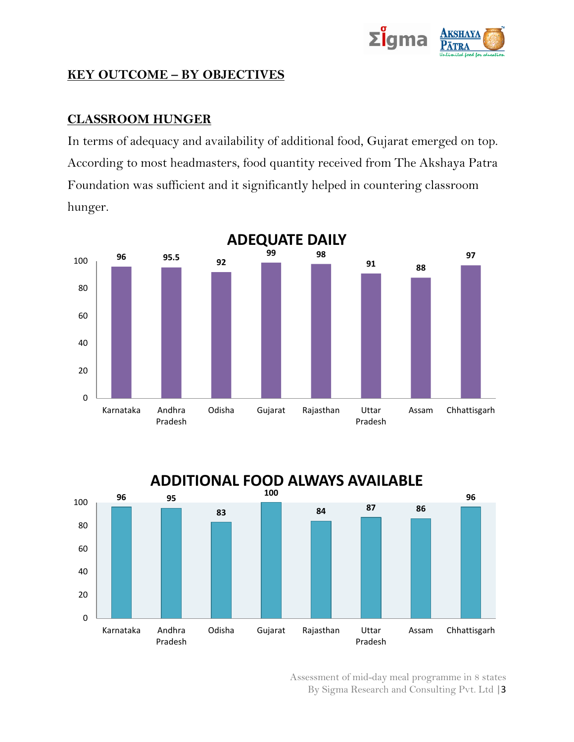## KEY OUTCOME – BY OBJECTIVES

### CLASSROOM HUNGER

In terms of adequacy and availability of additional food, Gujarat emerged on top. According to most headmasters, food quantity received from The Akshaya Patra Foundation was sufficient and it significantly helped in countering classroom hunger.

**ADEQUATE DAILY**

| State | Value |
|---|---|
| Karnataka | 96 |
| Andhra Pradesh | 95.5 |
| Odisha | 92 |
| Gujarat | 99 |
| Rajasthan | 98 |
| Uttar Pradesh | 91 |
| Assam | 88 |
| Chhattisgarh | 97 |

**ADDITIONAL FOOD ALWAYS AVAILABLE**

| State | Value |
|---|---|
| Karnataka | 96 |
| Andhra Pradesh | 95 |
| Odisha | 83 |
| Gujarat | 100 |
| Rajasthan | 84 |
| Uttar Pradesh | 87 |
| Assam | 86 |
| Chhattisgarh | 96 |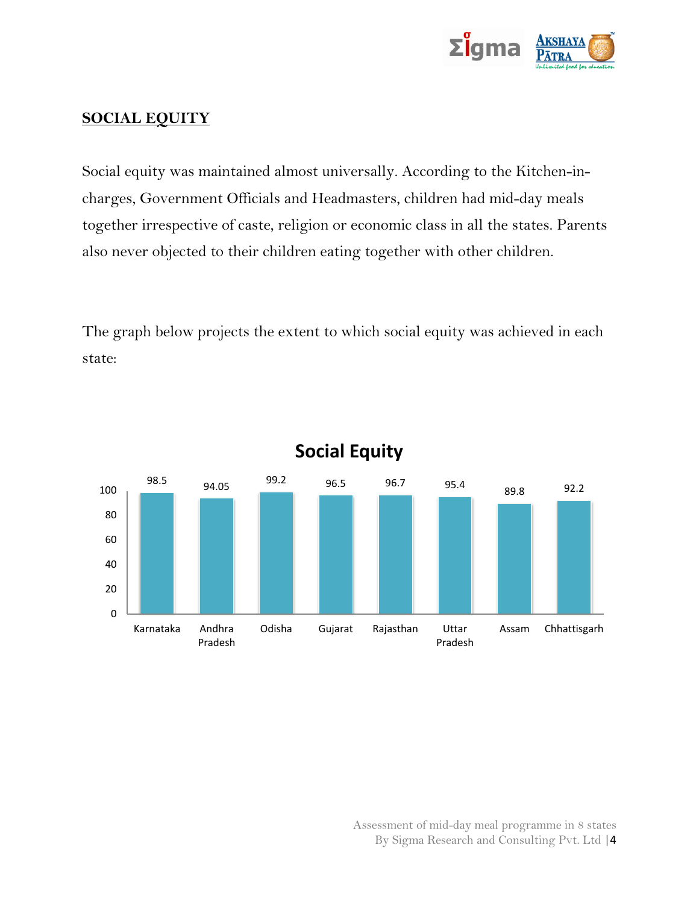## SOCIAL EQUITY

Social equity was maintained almost universally. According to the Kitchen-in-charges, Government Officials and Headmasters, children had mid-day meals together irrespective of caste, religion or economic class in all the states. Parents also never objected to their children eating together with other children.

The graph below projects the extent to which social equity was achieved in each state:

**Social Equity**

| State | Social Equity |
|---|---|
| Karnataka | 98.5 |
| Andhra Pradesh | 94.05 |
| Odisha | 99.2 |
| Gujarat | 96.5 |
| Rajasthan | 96.7 |
| Uttar Pradesh | 95.4 |
| Assam | 89.8 |
| Chhattisgarh | 92.2 |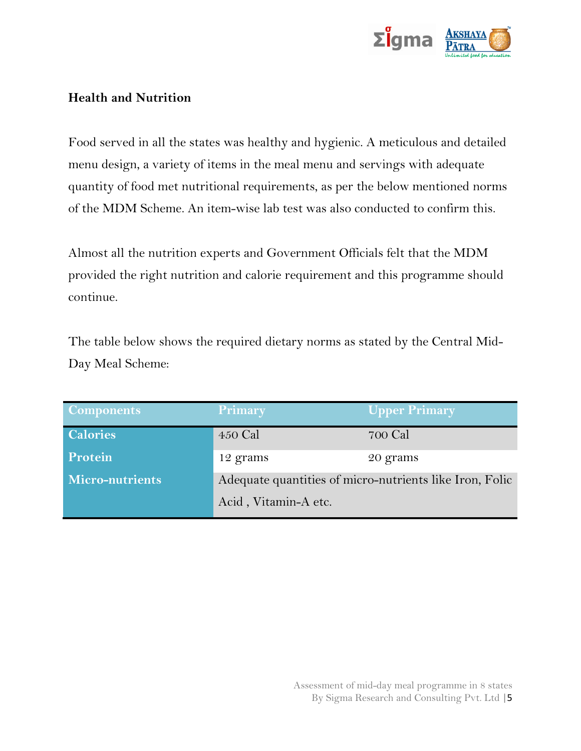## Health and Nutrition

Food served in all the states was healthy and hygienic. A meticulous and detailed menu design, a variety of items in the meal menu and servings with adequate quantity of food met nutritional requirements, as per the below mentioned norms of the MDM Scheme. An item-wise lab test was also conducted to confirm this.

Almost all the nutrition experts and Government Officials felt that the MDM provided the right nutrition and calorie requirement and this programme should continue.

The table below shows the required dietary norms as stated by the Central Mid-Day Meal Scheme:

| Components | Primary | Upper Primary |
|---|---|---|
| Calories | 450 Cal | 700 Cal |
| Protein | 12 grams | 20 grams |
| Micro-nutrients | Adequate quantities of micro-nutrients like Iron, Folic Acid , Vitamin-A etc. | |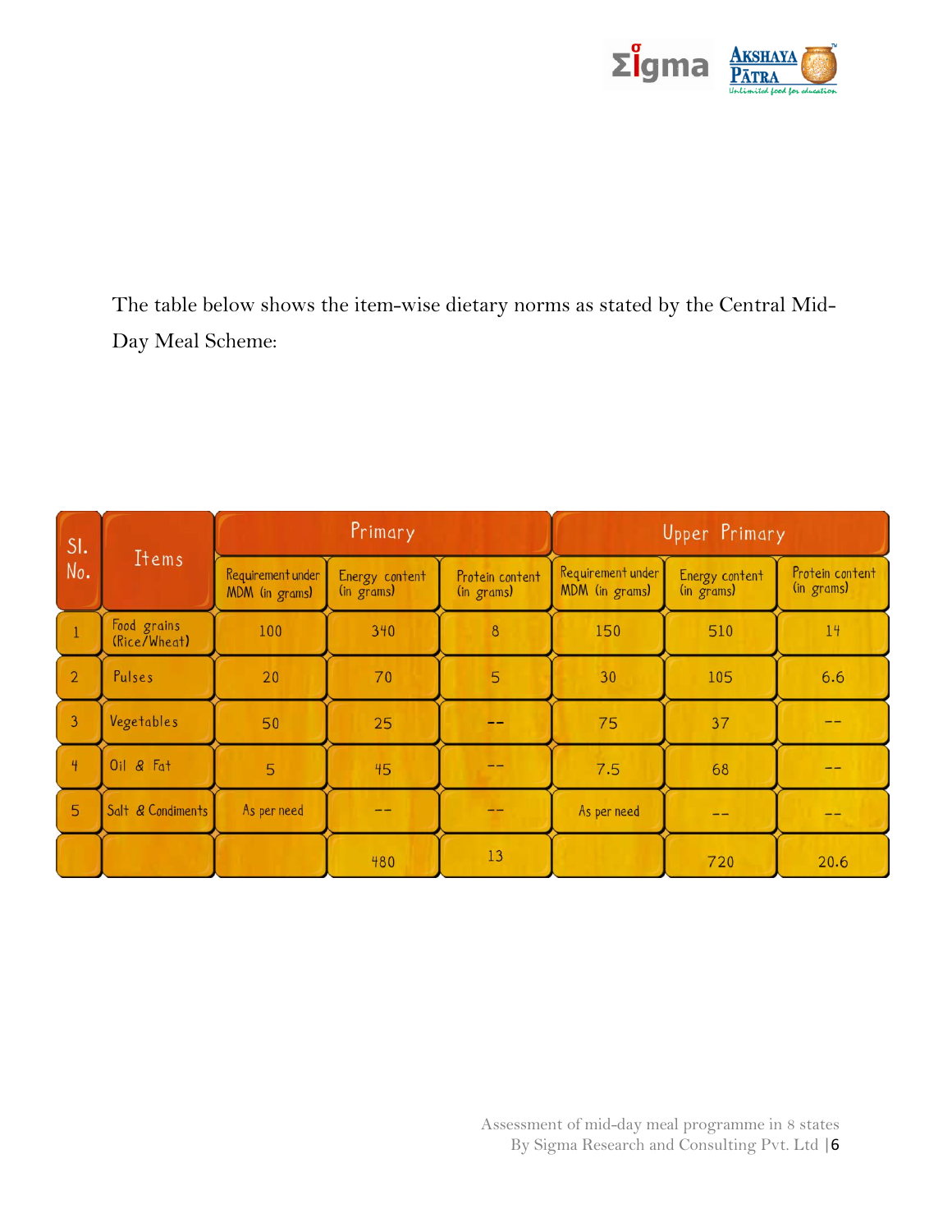The table below shows the item-wise dietary norms as stated by the Central Mid-Day Meal Scheme:

| Sl. No. | Items | Primary | | | Upper Primary | | |
|---|---|---|---|---|---|---|---|
| | | Requirement under MDM (in grams) | Energy content (in grams) | Protein content (in grams) | Requirement under MDM (in grams) | Energy content (in grams) | Protein content (in grams) |
| 1 | Food grains (Rice/Wheat) | 100 | 340 | 8 | 150 | 510 | 14 |
| 2 | Pulses | 20 | 70 | 5 | 30 | 105 | 6.6 |
| 3 | Vegetables | 50 | 25 | -- | 75 | 37 | -- |
| 4 | Oil & Fat | 5 | 45 | -- | 7.5 | 68 | -- |
| 5 | Salt & Condiments | As per need | -- | -- | As per need | -- | -- |
| | | | 480 | 13 | | 720 | 20.6 |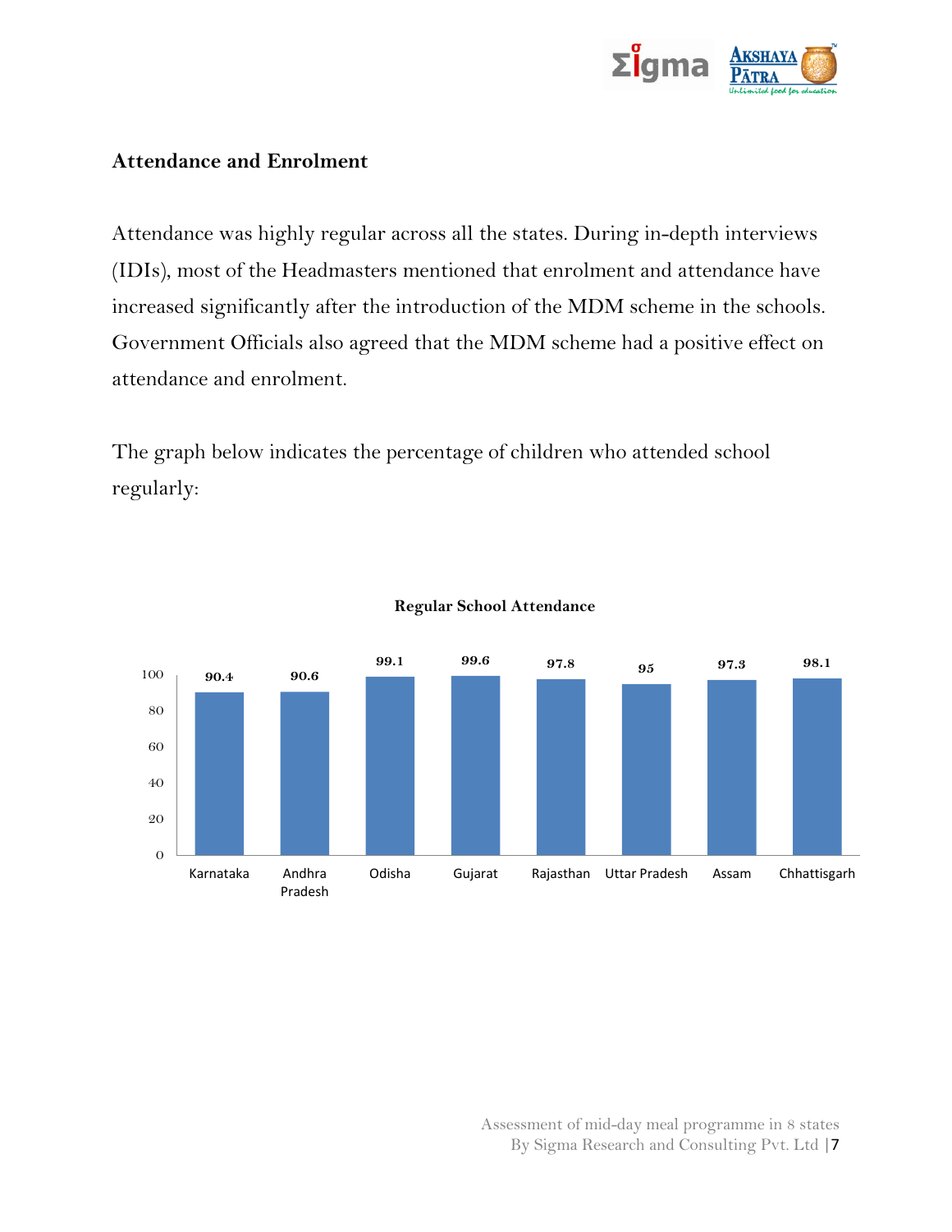## Attendance and Enrolment

Attendance was highly regular across all the states. During in-depth interviews (IDIs), most of the Headmasters mentioned that enrolment and attendance have increased significantly after the introduction of the MDM scheme in the schools. Government Officials also agreed that the MDM scheme had a positive effect on attendance and enrolment.

The graph below indicates the percentage of children who attended school regularly:

**Regular School Attendance**

| State | Regular School Attendance (%) |
|---|---|
| Karnataka | 90.4 |
| Andhra Pradesh | 90.6 |
| Odisha | 99.1 |
| Gujarat | 99.6 |
| Rajasthan | 97.8 |
| Uttar Pradesh | 95 |
| Assam | 97.3 |
| Chhattisgarh | 98.1 |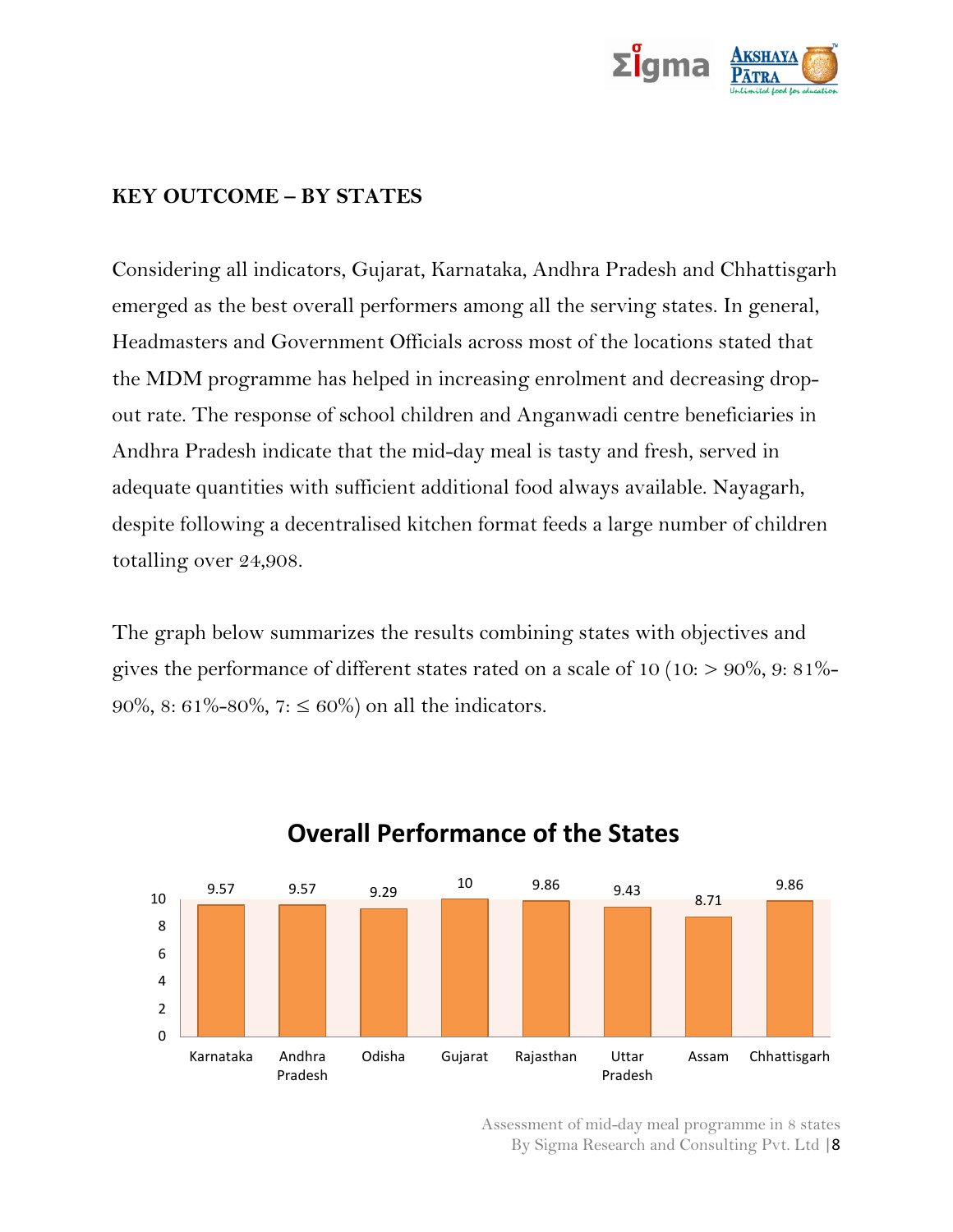## KEY OUTCOME – BY STATES

Considering all indicators, Gujarat, Karnataka, Andhra Pradesh and Chhattisgarh emerged as the best overall performers among all the serving states. In general, Headmasters and Government Officials across most of the locations stated that the MDM programme has helped in increasing enrolment and decreasing drop-out rate. The response of school children and Anganwadi centre beneficiaries in Andhra Pradesh indicate that the mid-day meal is tasty and fresh, served in adequate quantities with sufficient additional food always available. Nayagarh, despite following a decentralised kitchen format feeds a large number of children totalling over 24,908.

The graph below summarizes the results combining states with objectives and gives the performance of different states rated on a scale of 10 (10: > 90%, 9: 81%-90%, 8: 61%-80%, 7: ≤ 60%) on all the indicators.

**Overall Performance of the States**

| State | Score |
|---|---|
| Karnataka | 9.57 |
| Andhra Pradesh | 9.57 |
| Odisha | 9.29 |
| Gujarat | 10 |
| Rajasthan | 9.86 |
| Uttar Pradesh | 9.43 |
| Assam | 8.71 |
| Chhattisgarh | 9.86 |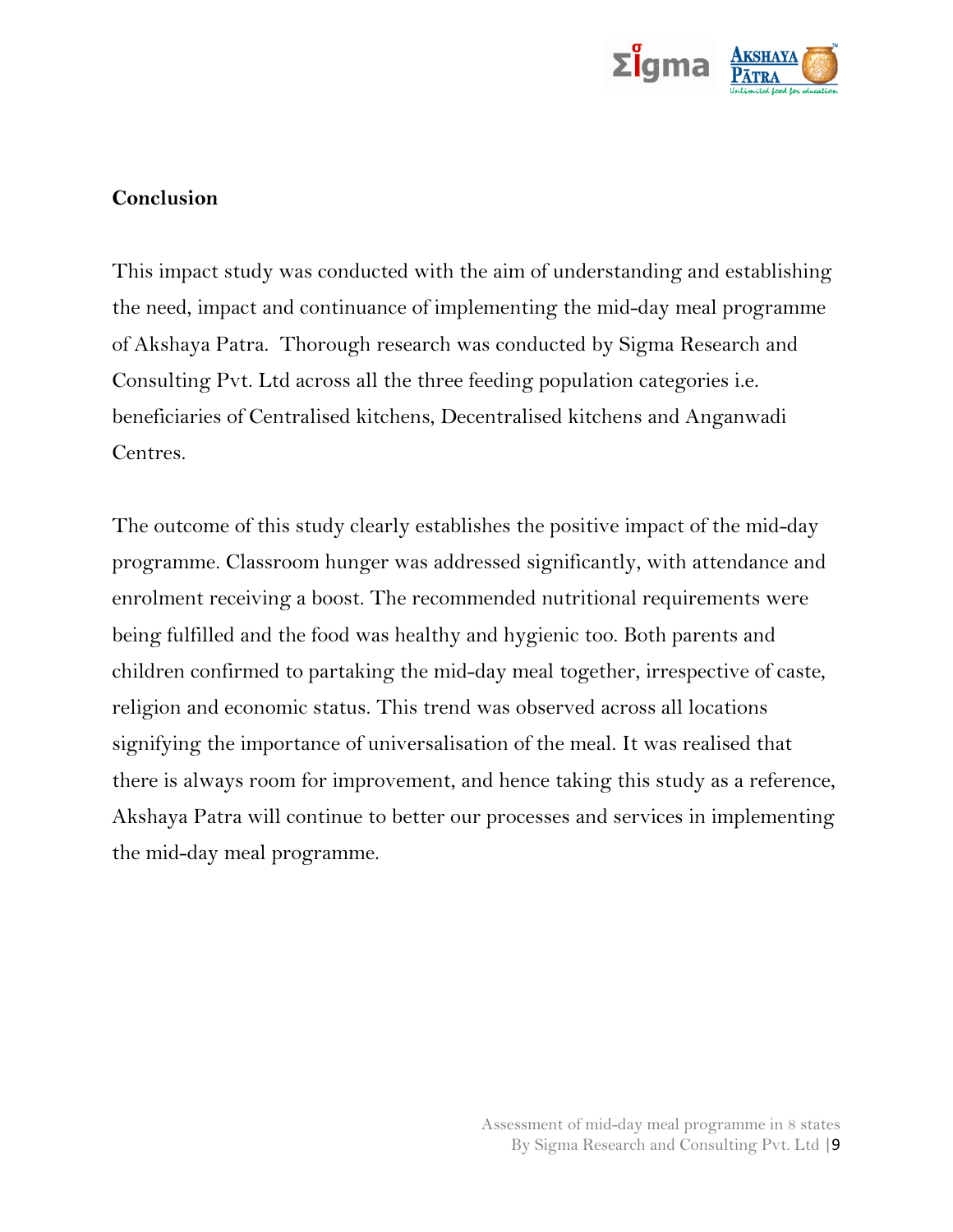**Conclusion**

This impact study was conducted with the aim of understanding and establishing the need, impact and continuance of implementing the mid-day meal programme of Akshaya Patra. Thorough research was conducted by Sigma Research and Consulting Pvt. Ltd across all the three feeding population categories i.e. beneficiaries of Centralised kitchens, Decentralised kitchens and Anganwadi Centres.

The outcome of this study clearly establishes the positive impact of the mid-day programme. Classroom hunger was addressed significantly, with attendance and enrolment receiving a boost. The recommended nutritional requirements were being fulfilled and the food was healthy and hygienic too. Both parents and children confirmed to partaking the mid-day meal together, irrespective of caste, religion and economic status. This trend was observed across all locations signifying the importance of universalisation of the meal. It was realised that there is always room for improvement, and hence taking this study as a reference, Akshaya Patra will continue to better our processes and services in implementing the mid-day meal programme.